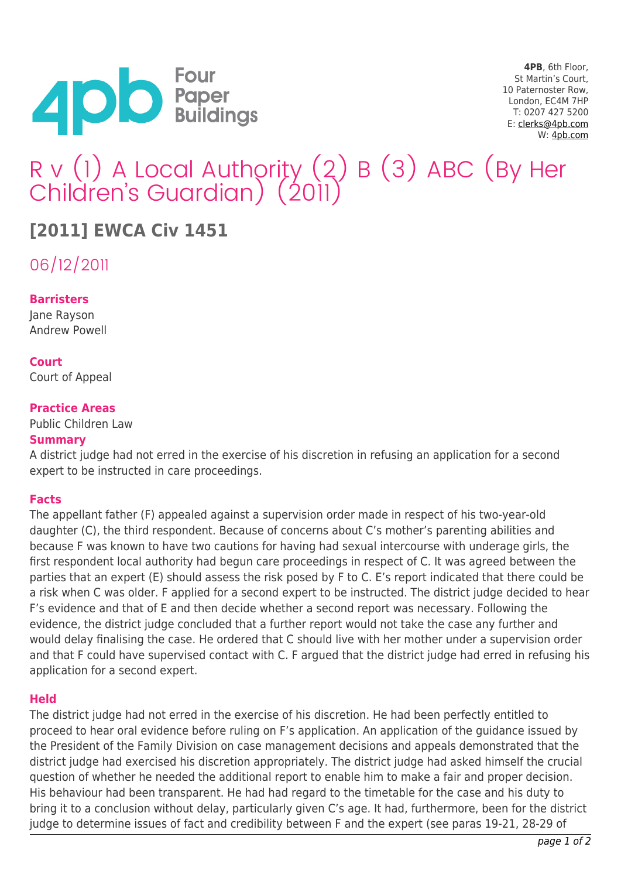4PB, 6th Floor,
St Martin's Court,
10 Paternoster Row,
London, EC4M 7HP
T: 0207 427 5200
E: clerks@4pb.com
W: 4pb.com

# R v (1) A Local Authority (2) B (3) ABC (By Her Children's Guardian) (2011)

## [2011] EWCA Civ 1451

06/12/2011

**Barristers**

Jane Rayson
Andrew Powell

**Court**

Court of Appeal

**Practice Areas**

Public Children Law

**Summary**

A district judge had not erred in the exercise of his discretion in refusing an application for a second expert to be instructed in care proceedings.

**Facts**

The appellant father (F) appealed against a supervision order made in respect of his two-year-old daughter (C), the third respondent. Because of concerns about C's mother's parenting abilities and because F was known to have two cautions for having had sexual intercourse with underage girls, the first respondent local authority had begun care proceedings in respect of C. It was agreed between the parties that an expert (E) should assess the risk posed by F to C. E's report indicated that there could be a risk when C was older. F applied for a second expert to be instructed. The district judge decided to hear F's evidence and that of E and then decide whether a second report was necessary. Following the evidence, the district judge concluded that a further report would not take the case any further and would delay finalising the case. He ordered that C should live with her mother under a supervision order and that F could have supervised contact with C. F argued that the district judge had erred in refusing his application for a second expert.

**Held**

The district judge had not erred in the exercise of his discretion. He had been perfectly entitled to proceed to hear oral evidence before ruling on F's application. An application of the guidance issued by the President of the Family Division on case management decisions and appeals demonstrated that the district judge had exercised his discretion appropriately. The district judge had asked himself the crucial question of whether he needed the additional report to enable him to make a fair and proper decision. His behaviour had been transparent. He had had regard to the timetable for the case and his duty to bring it to a conclusion without delay, particularly given C's age. It had, furthermore, been for the district judge to determine issues of fact and credibility between F and the expert (see paras 19-21, 28-29 of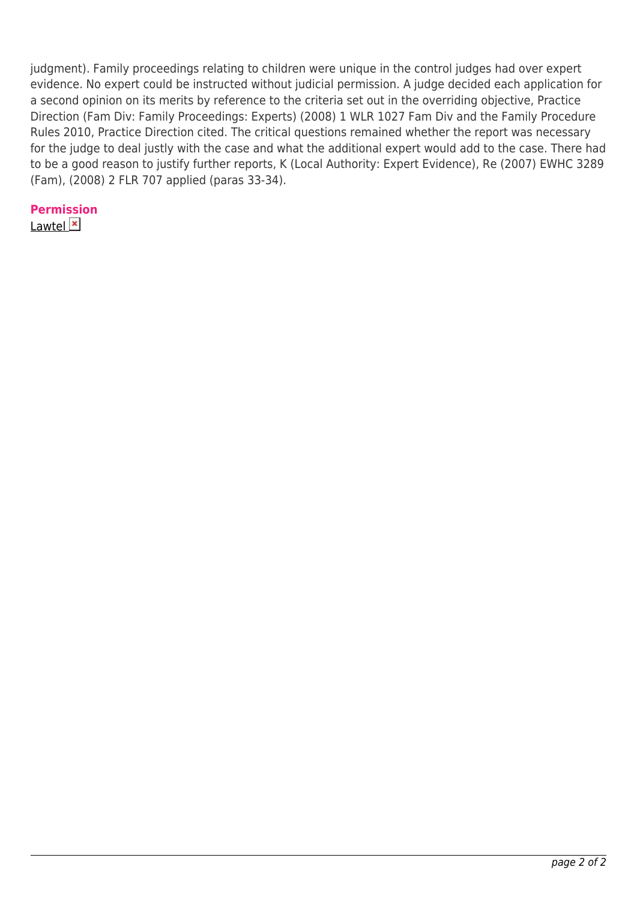judgment). Family proceedings relating to children were unique in the control judges had over expert evidence. No expert could be instructed without judicial permission. A judge decided each application for a second opinion on its merits by reference to the criteria set out in the overriding objective, Practice Direction (Fam Div: Family Proceedings: Experts) (2008) 1 WLR 1027 Fam Div and the Family Procedure Rules 2010, Practice Direction cited. The critical questions remained whether the report was necessary for the judge to deal justly with the case and what the additional expert would add to the case. There had to be a good reason to justify further reports, K (Local Authority: Expert Evidence), Re (2007) EWHC 3289 (Fam), (2008) 2 FLR 707 applied (paras 33-34).

**Permission**

Lawtel